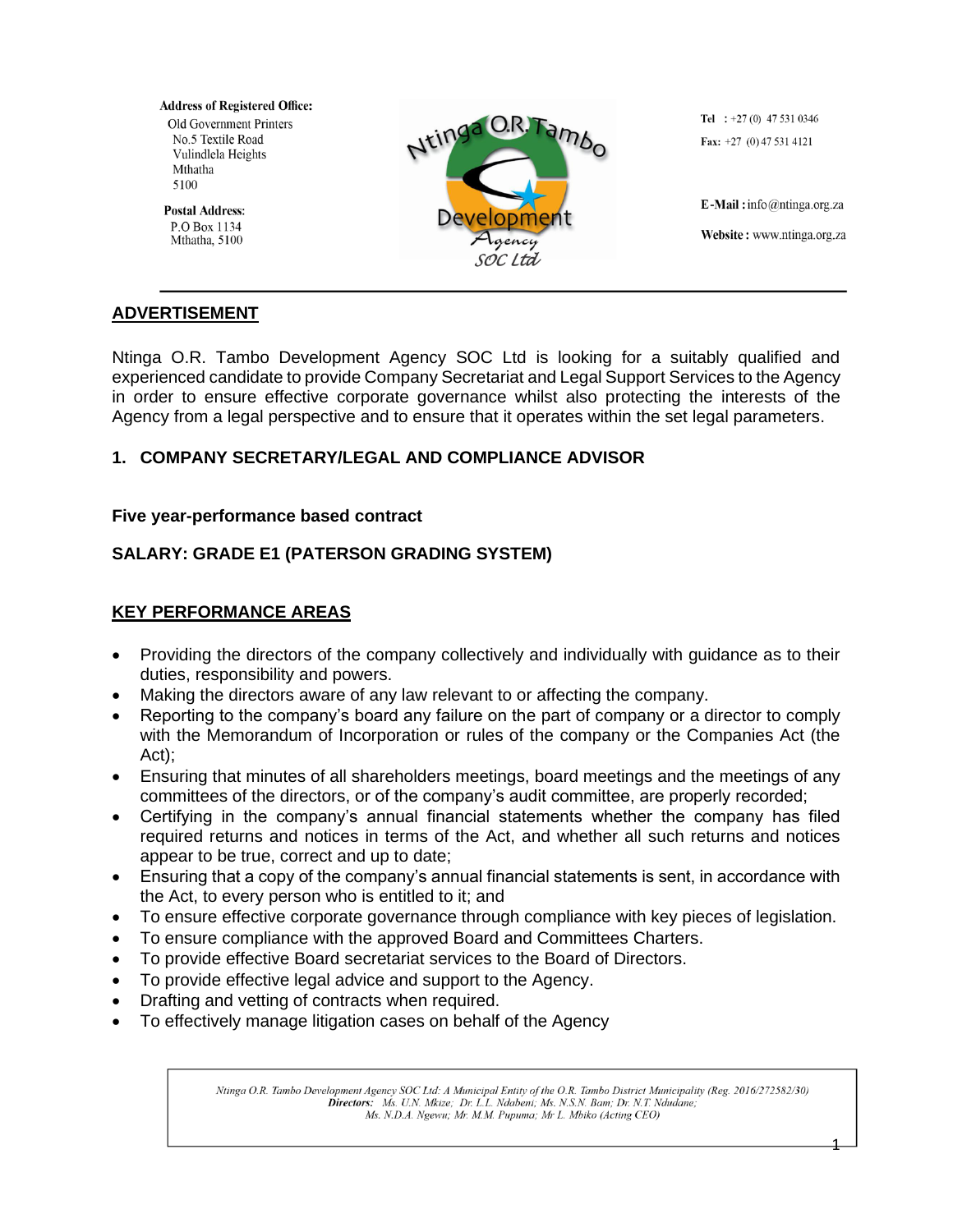**Address of Registered Office:**
Old Government Printers
No.5 Textile Road
Vulindlela Heights
Mthatha
5100

**Postal Address:**
P.O Box 1134
Mthatha, 5100

**Tel** : +27 (0) 47 531 0346
**Fax:** +27 (0) 47 531 4121

**E-Mail :** info@ntinga.org.za
**Website :** www.ntinga.org.za

## ADVERTISEMENT

Ntinga O.R. Tambo Development Agency SOC Ltd is looking for a suitably qualified and experienced candidate to provide Company Secretariat and Legal Support Services to the Agency in order to ensure effective corporate governance whilst also protecting the interests of the Agency from a legal perspective and to ensure that it operates within the set legal parameters.

### 1. COMPANY SECRETARY/LEGAL AND COMPLIANCE ADVISOR

**Five year-performance based contract**

**SALARY: GRADE E1 (PATERSON GRADING SYSTEM)**

## KEY PERFORMANCE AREAS

- Providing the directors of the company collectively and individually with guidance as to their duties, responsibility and powers.
- Making the directors aware of any law relevant to or affecting the company.
- Reporting to the company's board any failure on the part of company or a director to comply with the Memorandum of Incorporation or rules of the company or the Companies Act (the Act);
- Ensuring that minutes of all shareholders meetings, board meetings and the meetings of any committees of the directors, or of the company's audit committee, are properly recorded;
- Certifying in the company's annual financial statements whether the company has filed required returns and notices in terms of the Act, and whether all such returns and notices appear to be true, correct and up to date;
- Ensuring that a copy of the company's annual financial statements is sent, in accordance with the Act, to every person who is entitled to it; and
- To ensure effective corporate governance through compliance with key pieces of legislation.
- To ensure compliance with the approved Board and Committees Charters.
- To provide effective Board secretariat services to the Board of Directors.
- To provide effective legal advice and support to the Agency.
- Drafting and vetting of contracts when required.
- To effectively manage litigation cases on behalf of the Agency

*Ntinga O.R. Tambo Development Agency SOC Ltd: A Municipal Entity of the O.R. Tambo District Municipality (Reg. 2016/272582/30)*
***Directors:*** *Ms. U.N. Mkize; Dr. L.L. Ndabeni; Ms. N.S.N. Bam; Dr. N.T. Ndudane; Ms. N.D.A. Ngewu; Mr. M.M. Pupuma; Mr L. Mbiko (Acting CEO)*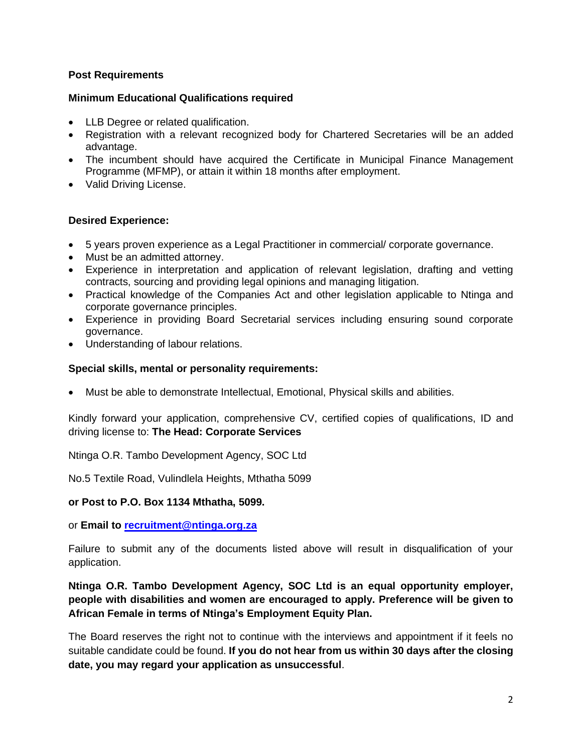**Post Requirements**

**Minimum Educational Qualifications required**

- LLB Degree or related qualification.
- Registration with a relevant recognized body for Chartered Secretaries will be an added advantage.
- The incumbent should have acquired the Certificate in Municipal Finance Management Programme (MFMP), or attain it within 18 months after employment.
- Valid Driving License.

**Desired Experience:**

- 5 years proven experience as a Legal Practitioner in commercial/ corporate governance.
- Must be an admitted attorney.
- Experience in interpretation and application of relevant legislation, drafting and vetting contracts, sourcing and providing legal opinions and managing litigation.
- Practical knowledge of the Companies Act and other legislation applicable to Ntinga and corporate governance principles.
- Experience in providing Board Secretarial services including ensuring sound corporate governance.
- Understanding of labour relations.

**Special skills, mental or personality requirements:**

- Must be able to demonstrate Intellectual, Emotional, Physical skills and abilities.

Kindly forward your application, comprehensive CV, certified copies of qualifications, ID and driving license to: **The Head: Corporate Services**

Ntinga O.R. Tambo Development Agency, SOC Ltd

No.5 Textile Road, Vulindlela Heights, Mthatha 5099

**or Post to P.O. Box 1134 Mthatha, 5099.**

or **Email to recruitment@ntinga.org.za**

Failure to submit any of the documents listed above will result in disqualification of your application.

**Ntinga O.R. Tambo Development Agency, SOC Ltd is an equal opportunity employer, people with disabilities and women are encouraged to apply. Preference will be given to African Female in terms of Ntinga's Employment Equity Plan.**

The Board reserves the right not to continue with the interviews and appointment if it feels no suitable candidate could be found. **If you do not hear from us within 30 days after the closing date, you may regard your application as unsuccessful**.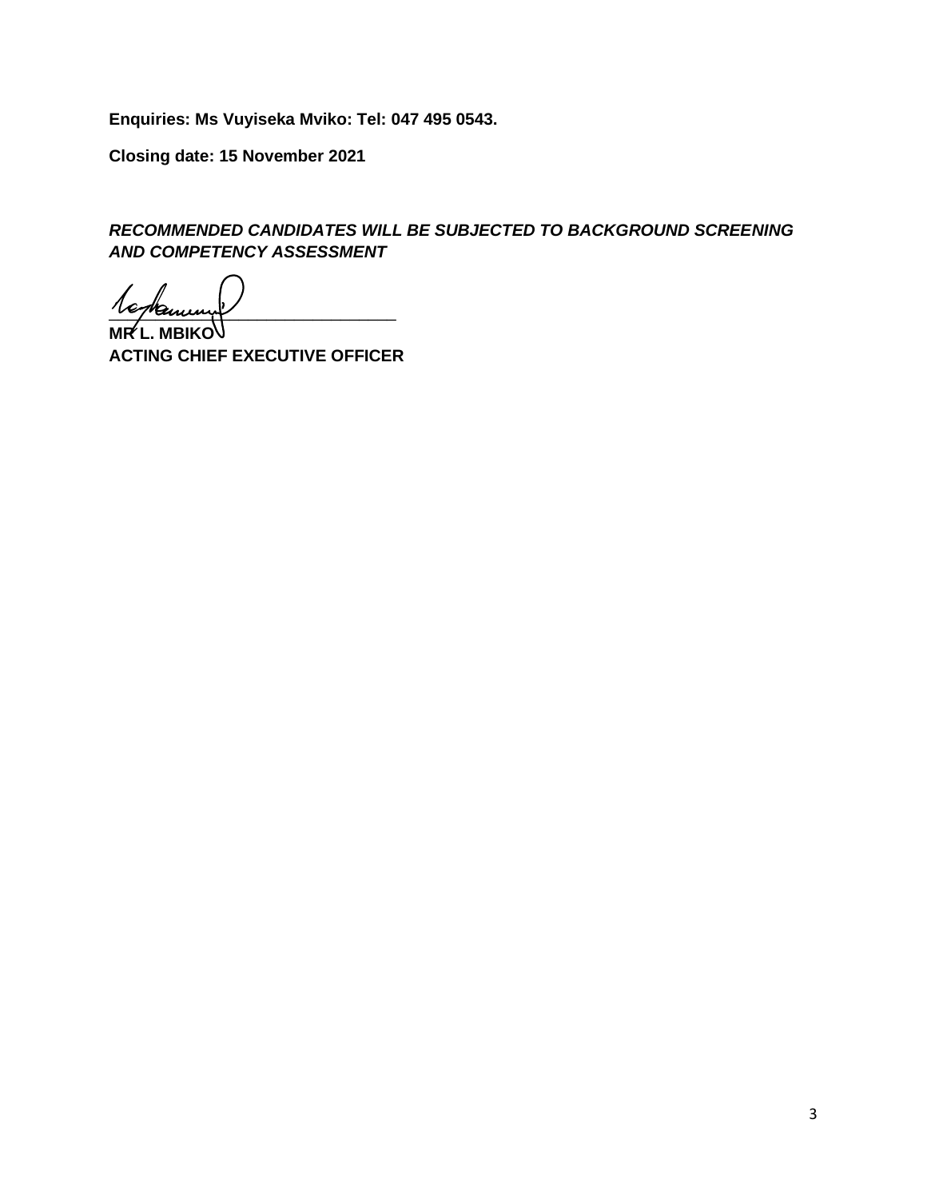**Enquiries: Ms Vuyiseka Mviko: Tel: 047 495 0543.**

**Closing date: 15 November 2021**

***RECOMMENDED CANDIDATES WILL BE SUBJECTED TO BACKGROUND SCREENING AND COMPETENCY ASSESSMENT***

______________________________

**MR L. MBIKO**
**ACTING CHIEF EXECUTIVE OFFICER**